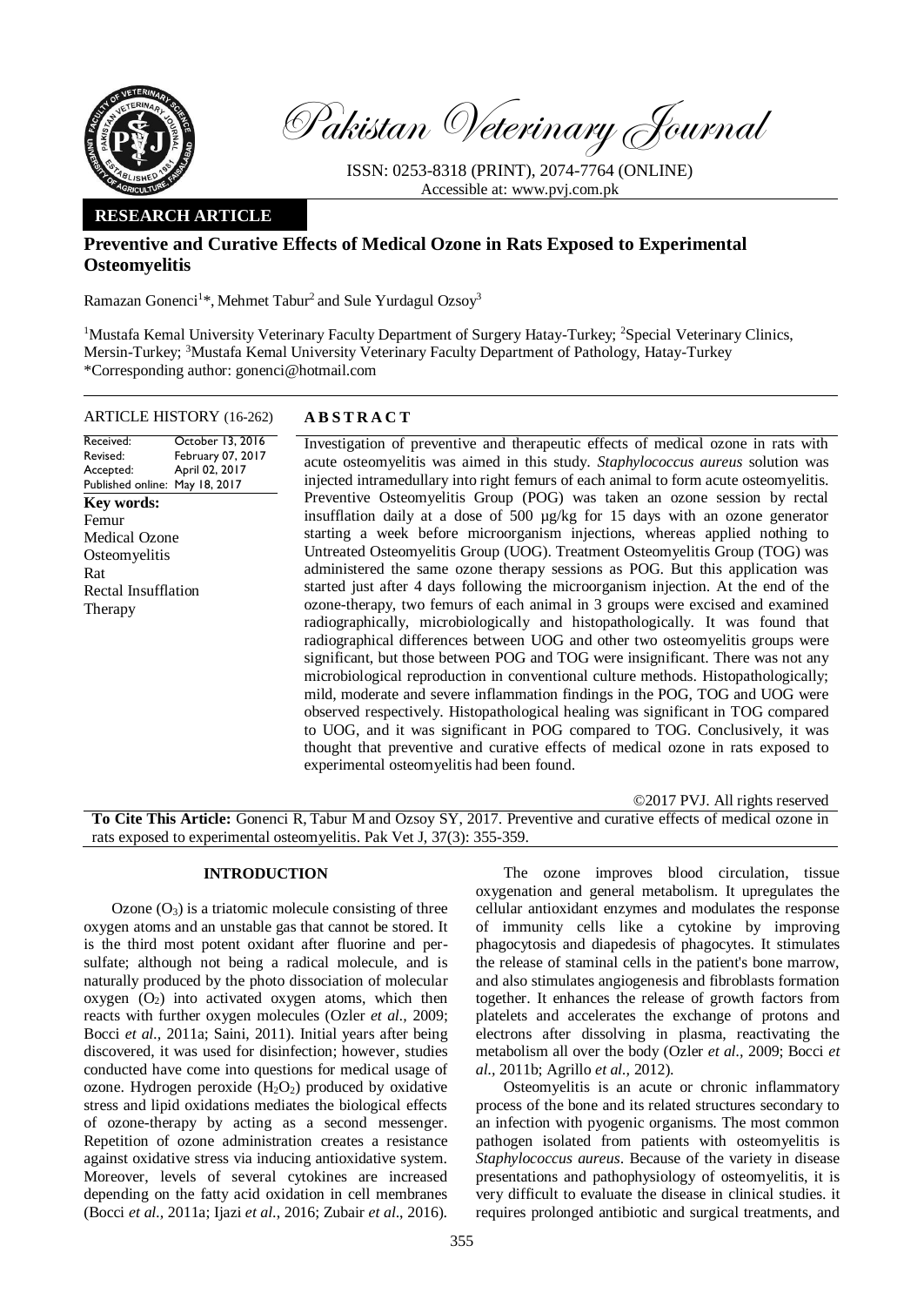# Pakistan Veterinary Journal

ISSN: 0253-8318 (PRINT), 2074-7764 (ONLINE)
Accessible at: www.pvj.com.pk

**RESEARCH ARTICLE**

## Preventive and Curative Effects of Medical Ozone in Rats Exposed to Experimental Osteomyelitis

Ramazan Gonenci[1]*, Mehmet Tabur[2] and Sule Yurdagul Ozsoy[3]

[1]Mustafa Kemal University Veterinary Faculty Department of Surgery Hatay-Turkey; [2]Special Veterinary Clinics, Mersin-Turkey; [3]Mustafa Kemal University Veterinary Faculty Department of Pathology, Hatay-Turkey
*Corresponding author: gonenci@hotmail.com

**ARTICLE HISTORY** (16-262)

| | |
|---|---|
| Received: | October 13, 2016 |
| Revised: | February 07, 2017 |
| Accepted: | April 02, 2017 |
| Published online: | May 18, 2017 |

**Key words:**
Femur
Medical Ozone
Osteomyelitis
Rat
Rectal Insufflation
Therapy

**ABSTRACT**

Investigation of preventive and therapeutic effects of medical ozone in rats with acute osteomyelitis was aimed in this study. *Staphylococcus aureus* solution was injected intramedullary into right femurs of each animal to form acute osteomyelitis. Preventive Osteomyelitis Group (POG) was taken an ozone session by rectal insufflation daily at a dose of 500 µg/kg for 15 days with an ozone generator starting a week before microorganism injections, whereas applied nothing to Untreated Osteomyelitis Group (UOG). Treatment Osteomyelitis Group (TOG) was administered the same ozone therapy sessions as POG. But this application was started just after 4 days following the microorganism injection. At the end of the ozone-therapy, two femurs of each animal in 3 groups were excised and examined radiographically, microbiologically and histopathologically. It was found that radiographical differences between UOG and other two osteomyelitis groups were significant, but those between POG and TOG were insignificant. There was not any microbiological reproduction in conventional culture methods. Histopathologically; mild, moderate and severe inflammation findings in the POG, TOG and UOG were observed respectively. Histopathological healing was significant in TOG compared to UOG, and it was significant in POG compared to TOG. Conclusively, it was thought that preventive and curative effects of medical ozone in rats exposed to experimental osteomyelitis had been found.

©2017 PVJ. All rights reserved

**To Cite This Article:** Gonenci R, Tabur M and Ozsoy SY, 2017. Preventive and curative effects of medical ozone in rats exposed to experimental osteomyelitis. Pak Vet J, 37(3): 355-359.

## INTRODUCTION

Ozone ($O_3$) is a triatomic molecule consisting of three oxygen atoms and an unstable gas that cannot be stored. It is the third most potent oxidant after fluorine and per-sulfate; although not being a radical molecule, and is naturally produced by the photo dissociation of molecular oxygen ($O_2$) into activated oxygen atoms, which then reacts with further oxygen molecules (Ozler *et al.,* 2009; Bocci *et al.,* 2011a; Saini, 2011). Initial years after being discovered, it was used for disinfection; however, studies conducted have come into questions for medical usage of ozone. Hydrogen peroxide ($H_2O_2$) produced by oxidative stress and lipid oxidations mediates the biological effects of ozone-therapy by acting as a second messenger. Repetition of ozone administration creates a resistance against oxidative stress via inducing antioxidative system. Moreover, levels of several cytokines are increased depending on the fatty acid oxidation in cell membranes (Bocci *et al.,* 2011a; Ijazi *et al.,* 2016; Zubair *et al.,* 2016).

The ozone improves blood circulation, tissue oxygenation and general metabolism. It upregulates the cellular antioxidant enzymes and modulates the response of immunity cells like a cytokine by improving phagocytosis and diapedesis of phagocytes. It stimulates the release of staminal cells in the patient's bone marrow, and also stimulates angiogenesis and fibroblasts formation together. It enhances the release of growth factors from platelets and accelerates the exchange of protons and electrons after dissolving in plasma, reactivating the metabolism all over the body (Ozler *et al.,* 2009; Bocci *et al.,* 2011b; Agrillo *et al.,* 2012).

Osteomyelitis is an acute or chronic inflammatory process of the bone and its related structures secondary to an infection with pyogenic organisms. The most common pathogen isolated from patients with osteomyelitis is *Staphylococcus aureus*. Because of the variety in disease presentations and pathophysiology of osteomyelitis, it is very difficult to evaluate the disease in clinical studies. it requires prolonged antibiotic and surgical treatments, and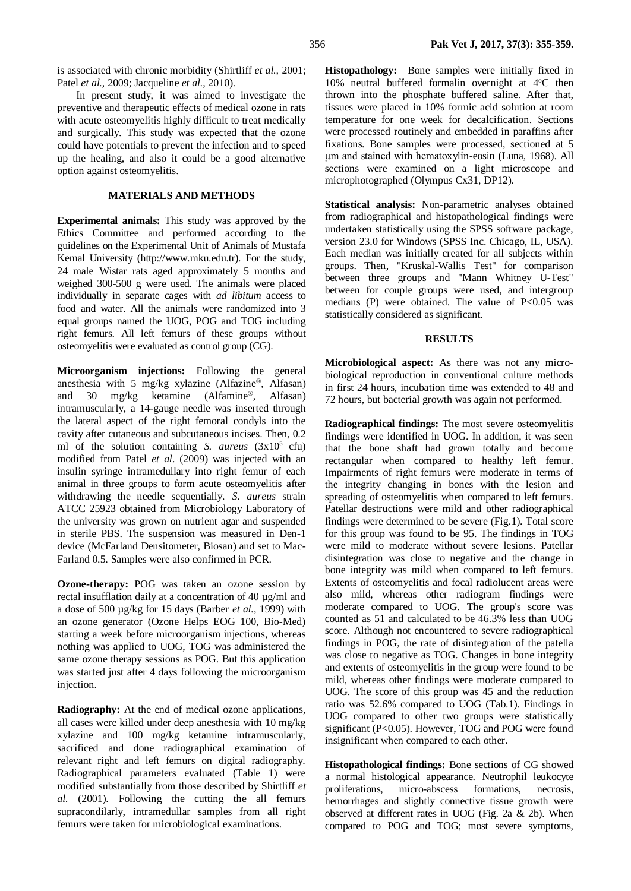is associated with chronic morbidity (Shirtliff *et al.,* 2001; Patel *et al.,* 2009; Jacqueline *et al.,* 2010).

In present study, it was aimed to investigate the preventive and therapeutic effects of medical ozone in rats with acute osteomyelitis highly difficult to treat medically and surgically. This study was expected that the ozone could have potentials to prevent the infection and to speed up the healing, and also it could be a good alternative option against osteomyelitis.

## MATERIALS AND METHODS

**Experimental animals:** This study was approved by the Ethics Committee and performed according to the guidelines on the Experimental Unit of Animals of Mustafa Kemal University (http://www.mku.edu.tr). For the study, 24 male Wistar rats aged approximately 5 months and weighed 300-500 g were used. The animals were placed individually in separate cages with *ad libitum* access to food and water. All the animals were randomized into 3 equal groups named the UOG, POG and TOG including right femurs. All left femurs of these groups without osteomyelitis were evaluated as control group (CG).

**Microorganism injections:** Following the general anesthesia with 5 mg/kg xylazine (Alfazine®, Alfasan) and 30 mg/kg ketamine (Alfamine®, Alfasan) intramuscularly, a 14-gauge needle was inserted through the lateral aspect of the right femoral condyls into the cavity after cutaneous and subcutaneous incises. Then, 0.2 ml of the solution containing *S. aureus* ($3x10^5$ cfu) modified from Patel *et al*. (2009) was injected with an insulin syringe intramedullary into right femur of each animal in three groups to form acute osteomyelitis after withdrawing the needle sequentially. *S. aureus* strain ATCC 25923 obtained from Microbiology Laboratory of the university was grown on nutrient agar and suspended in sterile PBS. The suspension was measured in Den-1 device (McFarland Densitometer, Biosan) and set to Mac-Farland 0.5. Samples were also confirmed in PCR.

**Ozone-therapy:** POG was taken an ozone session by rectal insufflation daily at a concentration of 40 µg/ml and a dose of 500 µg/kg for 15 days (Barber *et al.,* 1999) with an ozone generator (Ozone Helps EOG 100, Bio-Med) starting a week before microorganism injections, whereas nothing was applied to UOG, TOG was administered the same ozone therapy sessions as POG. But this application was started just after 4 days following the microorganism injection.

**Radiography:** At the end of medical ozone applications, all cases were killed under deep anesthesia with 10 mg/kg xylazine and 100 mg/kg ketamine intramuscularly, sacrificed and done radiographical examination of relevant right and left femurs on digital radiography. Radiographical parameters evaluated (Table 1) were modified substantially from those described by Shirtliff *et al.* (2001). Following the cutting the all femurs supracondilarly, intramedullar samples from all right femurs were taken for microbiological examinations.

**Histopathology:** Bone samples were initially fixed in 10% neutral buffered formalin overnight at 4°C then thrown into the phosphate buffered saline. After that, tissues were placed in 10% formic acid solution at room temperature for one week for decalcification. Sections were processed routinely and embedded in paraffins after fixations. Bone samples were processed, sectioned at 5 µm and stained with hematoxylin-eosin (Luna, 1968). All sections were examined on a light microscope and microphotographed (Olympus Cx31, DP12).

**Statistical analysis:** Non-parametric analyses obtained from radiographical and histopathological findings were undertaken statistically using the SPSS software package, version 23.0 for Windows (SPSS Inc. Chicago, IL, USA). Each median was initially created for all subjects within groups. Then, "Kruskal-Wallis Test" for comparison between three groups and "Mann Whitney U-Test" between for couple groups were used, and intergroup medians (P) were obtained. The value of $P<0.05$ was statistically considered as significant.

## RESULTS

**Microbiological aspect:** As there was not any micro-biological reproduction in conventional culture methods in first 24 hours, incubation time was extended to 48 and 72 hours, but bacterial growth was again not performed.

**Radiographical findings:** The most severe osteomyelitis findings were identified in UOG. In addition, it was seen that the bone shaft had grown totally and become rectangular when compared to healthy left femur. Impairments of right femurs were moderate in terms of the integrity changing in bones with the lesion and spreading of osteomyelitis when compared to left femurs. Patellar destructions were mild and other radiographical findings were determined to be severe (Fig.1). Total score for this group was found to be 95. The findings in TOG were mild to moderate without severe lesions. Patellar disintegration was close to negative and the change in bone integrity was mild when compared to left femurs. Extents of osteomyelitis and focal radiolucent areas were also mild, whereas other radiogram findings were moderate compared to UOG. The group's score was counted as 51 and calculated to be 46.3% less than UOG score. Although not encountered to severe radiographical findings in POG, the rate of disintegration of the patella was close to negative as TOG. Changes in bone integrity and extents of osteomyelitis in the group were found to be mild, whereas other findings were moderate compared to UOG. The score of this group was 45 and the reduction ratio was 52.6% compared to UOG (Tab.1). Findings in UOG compared to other two groups were statistically significant ($P<0.05$). However, TOG and POG were found insignificant when compared to each other.

**Histopathological findings:** Bone sections of CG showed a normal histological appearance. Neutrophil leukocyte proliferations, micro-abscess formations, necrosis, hemorrhages and slightly connective tissue growth were observed at different rates in UOG (Fig. 2a & 2b). When compared to POG and TOG; most severe symptoms,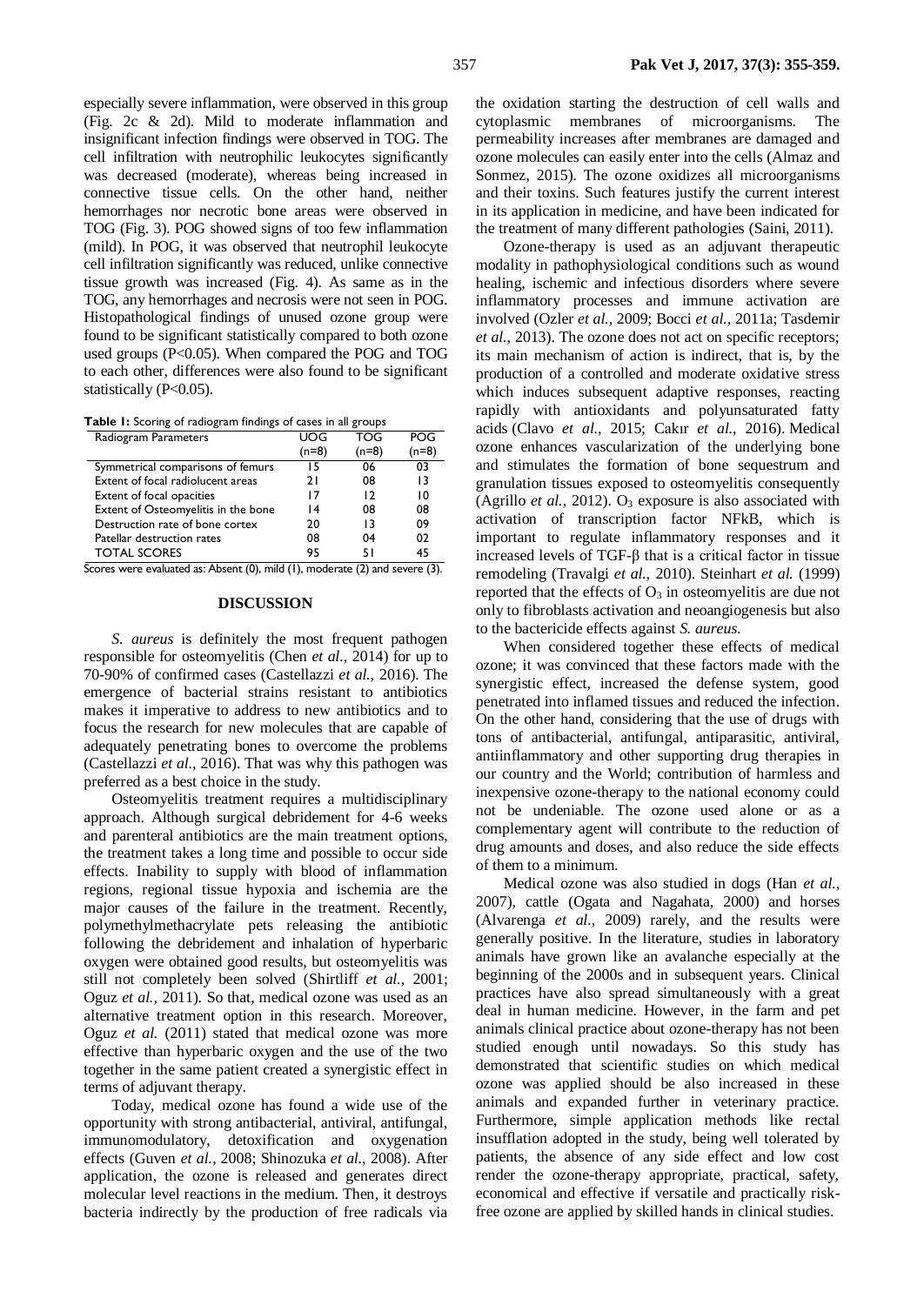especially severe inflammation, were observed in this group (Fig. 2c & 2d). Mild to moderate inflammation and insignificant infection findings were observed in TOG. The cell infiltration with neutrophilic leukocytes significantly was decreased (moderate), whereas being increased in connective tissue cells. On the other hand, neither hemorrhages nor necrotic bone areas were observed in TOG (Fig. 3). POG showed signs of too few inflammation (mild). In POG, it was observed that neutrophil leukocyte cell infiltration significantly was reduced, unlike connective tissue growth was increased (Fig. 4). As same as in the TOG, any hemorrhages and necrosis were not seen in POG. Histopathological findings of unused ozone group were found to be significant statistically compared to both ozone used groups ($P<0.05$). When compared the POG and TOG to each other, differences were also found to be significant statistically ($P<0.05$).

**Table 1:** Scoring of radiogram findings of cases in all groups

| Radiogram Parameters | UOG (n=8) | TOG (n=8) | POG (n=8) |
|---|---|---|---|
| Symmetrical comparisons of femurs | 15 | 06 | 03 |
| Extent of focal radiolucent areas | 21 | 08 | 13 |
| Extent of focal opacities | 17 | 12 | 10 |
| Extent of Osteomyelitis in the bone | 14 | 08 | 08 |
| Destruction rate of bone cortex | 20 | 13 | 09 |
| Patellar destruction rates | 08 | 04 | 02 |
| TOTAL SCORES | 95 | 51 | 45 |

Scores were evaluated as: Absent (0), mild (1), moderate (2) and severe (3).

## DISCUSSION

*S. aureus* is definitely the most frequent pathogen responsible for osteomyelitis (Chen *et al.,* 2014) for up to 70-90% of confirmed cases (Castellazzi *et al.,* 2016). The emergence of bacterial strains resistant to antibiotics makes it imperative to address to new antibiotics and to focus the research for new molecules that are capable of adequately penetrating bones to overcome the problems (Castellazzi *et al.,* 2016). That was why this pathogen was preferred as a best choice in the study.

Osteomyelitis treatment requires a multidisciplinary approach. Although surgical debridement for 4-6 weeks and parenteral antibiotics are the main treatment options, the treatment takes a long time and possible to occur side effects. Inability to supply with blood of inflammation regions, regional tissue hypoxia and ischemia are the major causes of the failure in the treatment. Recently, polymethylmethacrylate pets releasing the antibiotic following the debridement and inhalation of hyperbaric oxygen were obtained good results, but osteomyelitis was still not completely been solved (Shirtliff *et al.,* 2001; Oguz *et al.,* 2011). So that, medical ozone was used as an alternative treatment option in this research. Moreover, Oguz *et al.* (2011) stated that medical ozone was more effective than hyperbaric oxygen and the use of the two together in the same patient created a synergistic effect in terms of adjuvant therapy.

Today, medical ozone has found a wide use of the opportunity with strong antibacterial, antiviral, antifungal, immunomodulatory, detoxification and oxygenation effects (Guven *et al.,* 2008; Shinozuka *et al.,* 2008). After application, the ozone is released and generates direct molecular level reactions in the medium. Then, it destroys bacteria indirectly by the production of free radicals via the oxidation starting the destruction of cell walls and cytoplasmic membranes of microorganisms. The permeability increases after membranes are damaged and ozone molecules can easily enter into the cells (Almaz and Sonmez, 2015). The ozone oxidizes all microorganisms and their toxins. Such features justify the current interest in its application in medicine, and have been indicated for the treatment of many different pathologies (Saini, 2011).

Ozone-therapy is used as an adjuvant therapeutic modality in pathophysiological conditions such as wound healing, ischemic and infectious disorders where severe inflammatory processes and immune activation are involved (Ozler *et al.,* 2009; Bocci *et al.,* 2011a; Tasdemir *et al.,* 2013). The ozone does not act on specific receptors; its main mechanism of action is indirect, that is, by the production of a controlled and moderate oxidative stress which induces subsequent adaptive responses, reacting rapidly with antioxidants and polyunsaturated fatty acids (Clavo *et al.,* 2015; Cakır *et al.,* 2016). Medical ozone enhances vascularization of the underlying bone and stimulates the formation of bone sequestrum and granulation tissues exposed to osteomyelitis consequently (Agrillo *et al.,* 2012). $O_3$ exposure is also associated with activation of transcription factor NFkB, which is important to regulate inflammatory responses and it increased levels of TGF-β that is a critical factor in tissue remodeling (Travalgi *et al.,* 2010). Steinhart *et al.* (1999) reported that the effects of $O_3$ in osteomyelitis are due not only to fibroblasts activation and neoangiogenesis but also to the bactericide effects against *S. aureus.*

When considered together these effects of medical ozone; it was convinced that these factors made with the synergistic effect, increased the defense system, good penetrated into inflamed tissues and reduced the infection. On the other hand, considering that the use of drugs with tons of antibacterial, antifungal, antiparasitic, antiviral, antiinflammatory and other supporting drug therapies in our country and the World; contribution of harmless and inexpensive ozone-therapy to the national economy could not be undeniable. The ozone used alone or as a complementary agent will contribute to the reduction of drug amounts and doses, and also reduce the side effects of them to a minimum.

Medical ozone was also studied in dogs (Han *et al.,* 2007), cattle (Ogata and Nagahata, 2000) and horses (Alvarenga *et al.,* 2009) rarely, and the results were generally positive. In the literature, studies in laboratory animals have grown like an avalanche especially at the beginning of the 2000s and in subsequent years. Clinical practices have also spread simultaneously with a great deal in human medicine. However, in the farm and pet animals clinical practice about ozone-therapy has not been studied enough until nowadays. So this study has demonstrated that scientific studies on which medical ozone was applied should be also increased in these animals and expanded further in veterinary practice. Furthermore, simple application methods like rectal insufflation adopted in the study, being well tolerated by patients, the absence of any side effect and low cost render the ozone-therapy appropriate, practical, safety, economical and effective if versatile and practically risk-free ozone are applied by skilled hands in clinical studies.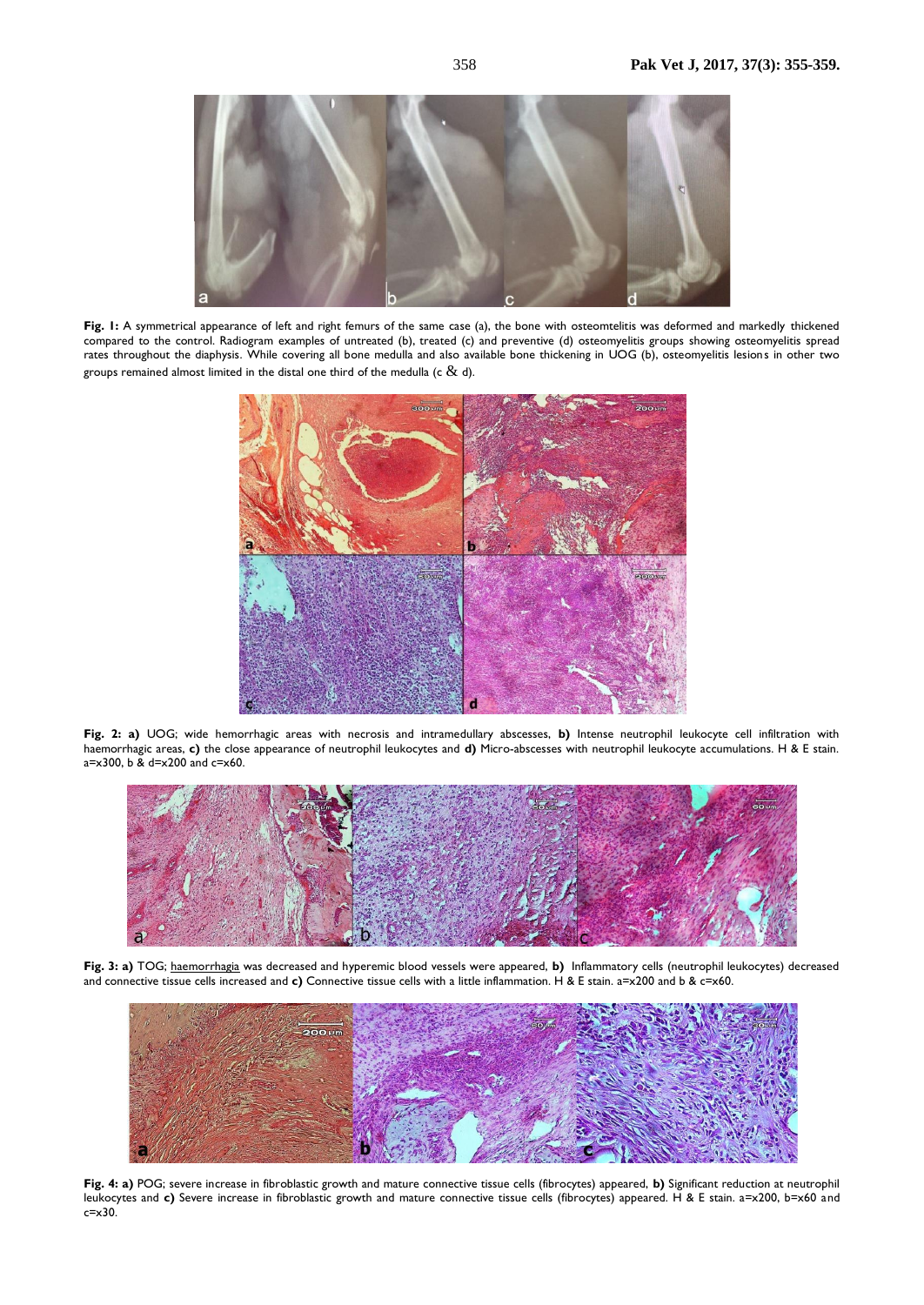**Fig. 1:** A symmetrical appearance of left and right femurs of the same case (a), the bone with osteomtelitis was deformed and markedly thickened compared to the control. Radiogram examples of untreated (b), treated (c) and preventive (d) osteomyelitis groups showing osteomyelitis spread rates throughout the diaphysis. While covering all bone medulla and also available bone thickening in UOG (b), osteomyelitis lesions in other two groups remained almost limited in the distal one third of the medulla (c & d).

**Fig. 2: a)** UOG; wide hemorrhagic areas with necrosis and intramedullary abscesses, **b)** Intense neutrophil leukocyte cell infiltration with haemorrhagic areas, **c)** the close appearance of neutrophil leukocytes and **d)** Micro-abscesses with neutrophil leukocyte accumulations. H & E stain. a=x300, b & d=x200 and c=x60.

**Fig. 3: a)** TOG; haemorrhagia was decreased and hyperemic blood vessels were appeared, **b)** Inflammatory cells (neutrophil leukocytes) decreased and connective tissue cells increased and **c)** Connective tissue cells with a little inflammation. H & E stain. a=x200 and b & c=x60.

**Fig. 4: a)** POG; severe increase in fibroblastic growth and mature connective tissue cells (fibrocytes) appeared, **b)** Significant reduction at neutrophil leukocytes and **c)** Severe increase in fibroblastic growth and mature connective tissue cells (fibrocytes) appeared. H & E stain. a=x200, b=x60 and c=x30.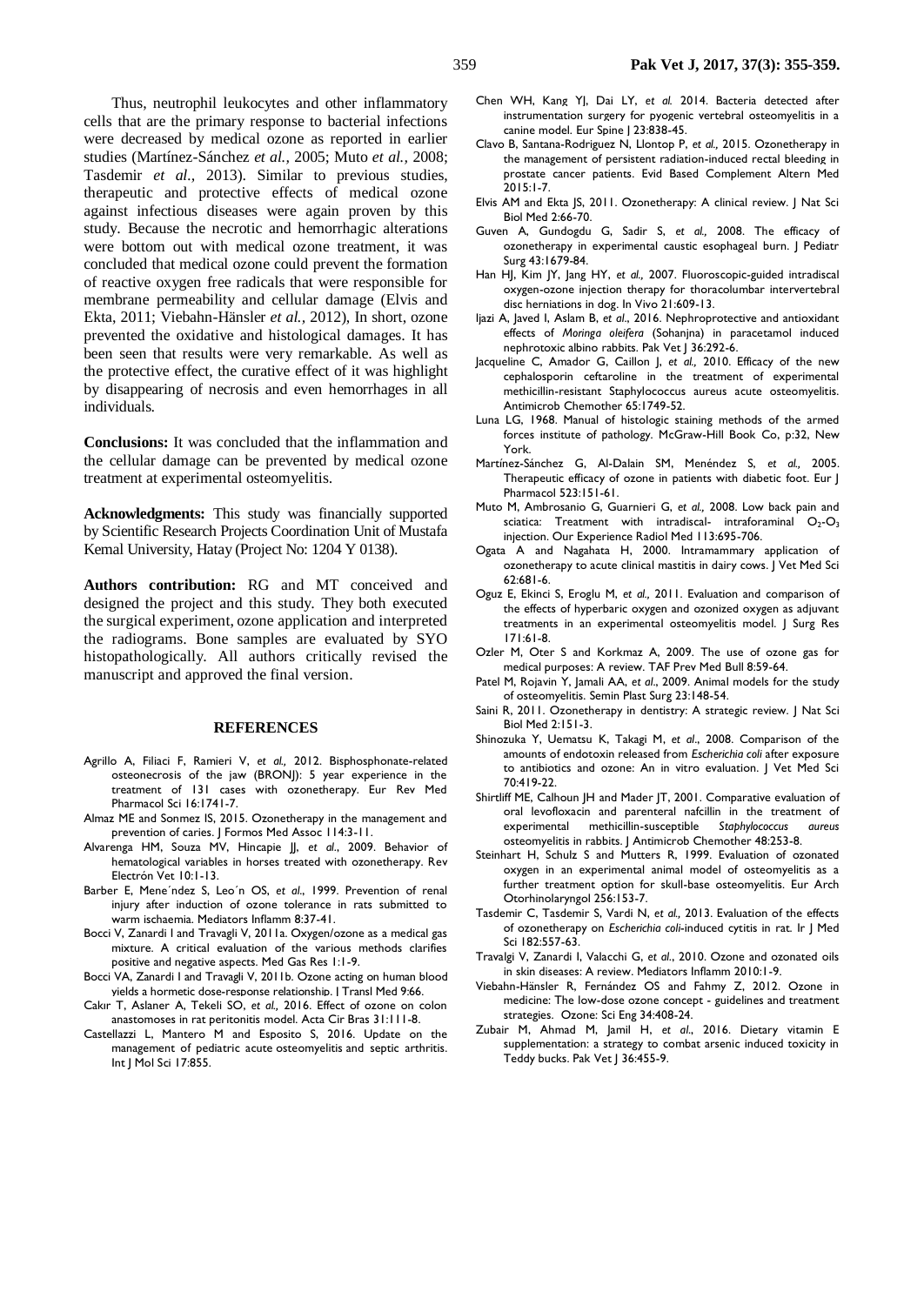Thus, neutrophil leukocytes and other inflammatory cells that are the primary response to bacterial infections were decreased by medical ozone as reported in earlier studies (Martínez-Sánchez *et al.,* 2005; Muto *et al.,* 2008; Tasdemir *et al.,* 2013). Similar to previous studies, therapeutic and protective effects of medical ozone against infectious diseases were again proven by this study. Because the necrotic and hemorrhagic alterations were bottom out with medical ozone treatment, it was concluded that medical ozone could prevent the formation of reactive oxygen free radicals that were responsible for membrane permeability and cellular damage (Elvis and Ekta, 2011; Viebahn-Hänsler *et al.,* 2012), In short, ozone prevented the oxidative and histological damages. It has been seen that results were very remarkable. As well as the protective effect, the curative effect of it was highlight by disappearing of necrosis and even hemorrhages in all individuals.

**Conclusions:** It was concluded that the inflammation and the cellular damage can be prevented by medical ozone treatment at experimental osteomyelitis.

**Acknowledgments:** This study was financially supported by Scientific Research Projects Coordination Unit of Mustafa Kemal University, Hatay (Project No: 1204 Y 0138).

**Authors contribution:** RG and MT conceived and designed the project and this study. They both executed the surgical experiment, ozone application and interpreted the radiograms. Bone samples are evaluated by SYO histopathologically. All authors critically revised the manuscript and approved the final version.

## REFERENCES

Agrillo A, Filiaci F, Ramieri V, *et al.,* 2012. Bisphosphonate-related osteonecrosis of the jaw (BRONJ): 5 year experience in the treatment of 131 cases with ozonetherapy. Eur Rev Med Pharmacol Sci 16:1741-7.

Almaz ME and Sonmez IS, 2015. Ozonetherapy in the management and prevention of caries. J Formos Med Assoc 114:3-11.

Alvarenga HM, Souza MV, Hincapie JJ, *et al*., 2009. Behavior of hematological variables in horses treated with ozonetherapy. Rev Electrón Vet 10:1-13.

Barber E, Mene´ndez S, Leo´n OS, *et al*., 1999. Prevention of renal injury after induction of ozone tolerance in rats submitted to warm ischaemia. Mediators Inflamm 8:37-41.

Bocci V, Zanardi I and Travagli V, 2011a. Oxygen/ozone as a medical gas mixture. A critical evaluation of the various methods clarifies positive and negative aspects. Med Gas Res 1:1-9.

Bocci VA, Zanardi I and Travagli V, 2011b. Ozone acting on human blood yields a hormetic dose-response relationship. J Transl Med 9:66.

Cakır T, Aslaner A, Tekeli SO, *et al.,* 2016. Effect of ozone on colon anastomoses in rat peritonitis model. Acta Cir Bras 31:111-8.

Castellazzi L, Mantero M and Esposito S, 2016. Update on the management of pediatric acute osteomyelitis and septic arthritis. Int J Mol Sci 17:855.

Chen WH, Kang YJ, Dai LY, *et al.* 2014. Bacteria detected after instrumentation surgery for pyogenic vertebral osteomyelitis in a canine model. Eur Spine J 23:838-45.

Clavo B, Santana-Rodriguez N, Llontop P, *et al.,* 2015. Ozonetherapy in the management of persistent radiation-induced rectal bleeding in prostate cancer patients. Evid Based Complement Altern Med 2015:1-7.

Elvis AM and Ekta JS, 2011. Ozonetherapy: A clinical review. J Nat Sci Biol Med 2:66-70.

Guven A, Gundogdu G, Sadir S, *et al.,* 2008. The efficacy of ozonetherapy in experimental caustic esophageal burn. J Pediatr Surg 43:1679-84.

Han HJ, Kim JY, Jang HY, *et al.,* 2007. Fluoroscopic-guided intradiscal oxygen-ozone injection therapy for thoracolumbar intervertebral disc herniations in dog. In Vivo 21:609-13.

Ijazi A, Javed I, Aslam B, *et al*., 2016. Nephroprotective and antioxidant effects of *Moringa oleifera* (Sohanjna) in paracetamol induced nephrotoxic albino rabbits. Pak Vet J 36:292-6.

Jacqueline C, Amador G, Caillon J, *et al.,* 2010. Efficacy of the new cephalosporin ceftaroline in the treatment of experimental methicillin-resistant Staphylococcus aureus acute osteomyelitis. Antimicrob Chemother 65:1749-52.

Luna LG, 1968. Manual of histologic staining methods of the armed forces institute of pathology. McGraw-Hill Book Co, p:32, New York.

Martínez-Sánchez G, Al-Dalain SM, Menéndez S, *et al.,* 2005. Therapeutic efficacy of ozone in patients with diabetic foot. Eur J Pharmacol 523:151-61.

Muto M, Ambrosanio G, Guarnieri G, *et al.,* 2008. Low back pain and sciatica: Treatment with intradiscal- intraforaminal $O_2$-$O_3$ injection. Our Experience Radiol Med 113:695-706.

Ogata A and Nagahata H, 2000. Intramammary application of ozonetherapy to acute clinical mastitis in dairy cows. J Vet Med Sci 62:681-6.

Oguz E, Ekinci S, Eroglu M, *et al.,* 2011. Evaluation and comparison of the effects of hyperbaric oxygen and ozonized oxygen as adjuvant treatments in an experimental osteomyelitis model. J Surg Res 171:61-8.

Ozler M, Oter S and Korkmaz A, 2009. The use of ozone gas for medical purposes: A review. TAF Prev Med Bull 8:59-64.

Patel M, Rojavin Y, Jamali AA, *et al*., 2009. Animal models for the study of osteomyelitis. Semin Plast Surg 23:148-54.

Saini R, 2011. Ozonetherapy in dentistry: A strategic review. J Nat Sci Biol Med 2:151-3.

Shinozuka Y, Uematsu K, Takagi M, *et al*., 2008. Comparison of the amounts of endotoxin released from *Escherichia coli* after exposure to antibiotics and ozone: An in vitro evaluation. J Vet Med Sci 70:419-22.

Shirtliff ME, Calhoun JH and Mader JT, 2001. Comparative evaluation of oral levofloxacin and parenteral nafcillin in the treatment of experimental methicillin-susceptible *Staphylococcus aureus* osteomyelitis in rabbits. J Antimicrob Chemother 48:253-8.

Steinhart H, Schulz S and Mutters R, 1999. Evaluation of ozonated oxygen in an experimental animal model of osteomyelitis as a further treatment option for skull-base osteomyelitis. Eur Arch Otorhinolaryngol 256:153-7.

Tasdemir C, Tasdemir S, Vardi N, *et al.,* 2013. Evaluation of the effects of ozonetherapy on *Escherichia coli*-induced cytitis in rat. Ir J Med Sci 182:557-63.

Travalgi V, Zanardi I, Valacchi G, *et al*., 2010. Ozone and ozonated oils in skin diseases: A review. Mediators Inflamm 2010:1-9.

Viebahn-Hänsler R, Fernández OS and Fahmy Z, 2012. Ozone in medicine: The low-dose ozone concept - guidelines and treatment strategies. Ozone: Sci Eng 34:408-24.

Zubair M, Ahmad M, Jamil H, *et al*., 2016. Dietary vitamin E supplementation: a strategy to combat arsenic induced toxicity in Teddy bucks. Pak Vet J 36:455-9.